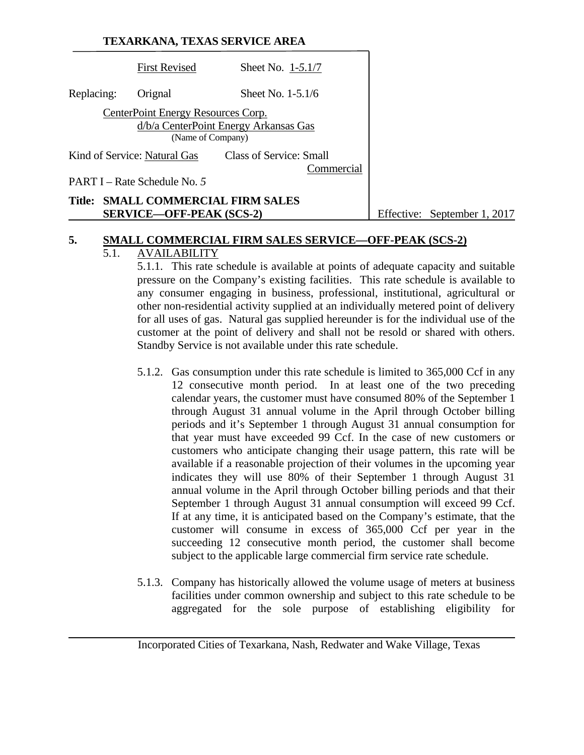**TEXARKANA, TEXAS SERVICE AREA**

| | | | |
|---|---|---|---|
| | First Revised | Sheet No. 1-5.1/7 | |
| Replacing: | Orignal | Sheet No. 1-5.1/6 | |
| | CenterPoint Energy Resources Corp. d/b/a CenterPoint Energy Arkansas Gas (Name of Company) | | |
| Kind of Service: Natural Gas | | Class of Service: Small Commercial | |
| PART I – Rate Schedule No. 5 | | | |
| **Title: SMALL COMMERCIAL FIRM SALES SERVICE—OFF-PEAK (SCS-2)** | | | Effective: September 1, 2017 |

## 5. SMALL COMMERCIAL FIRM SALES SERVICE—OFF-PEAK (SCS-2)

### 5.1. AVAILABILITY

5.1.1. This rate schedule is available at points of adequate capacity and suitable pressure on the Company's existing facilities. This rate schedule is available to any consumer engaging in business, professional, institutional, agricultural or other non-residential activity supplied at an individually metered point of delivery for all uses of gas. Natural gas supplied hereunder is for the individual use of the customer at the point of delivery and shall not be resold or shared with others. Standby Service is not available under this rate schedule.

5.1.2. Gas consumption under this rate schedule is limited to 365,000 Ccf in any 12 consecutive month period. In at least one of the two preceding calendar years, the customer must have consumed 80% of the September 1 through August 31 annual volume in the April through October billing periods and it's September 1 through August 31 annual consumption for that year must have exceeded 99 Ccf. In the case of new customers or customers who anticipate changing their usage pattern, this rate will be available if a reasonable projection of their volumes in the upcoming year indicates they will use 80% of their September 1 through August 31 annual volume in the April through October billing periods and that their September 1 through August 31 annual consumption will exceed 99 Ccf. If at any time, it is anticipated based on the Company's estimate, that the customer will consume in excess of 365,000 Ccf per year in the succeeding 12 consecutive month period, the customer shall become subject to the applicable large commercial firm service rate schedule.

5.1.3. Company has historically allowed the volume usage of meters at business facilities under common ownership and subject to this rate schedule to be aggregated for the sole purpose of establishing eligibility for

Incorporated Cities of Texarkana, Nash, Redwater and Wake Village, Texas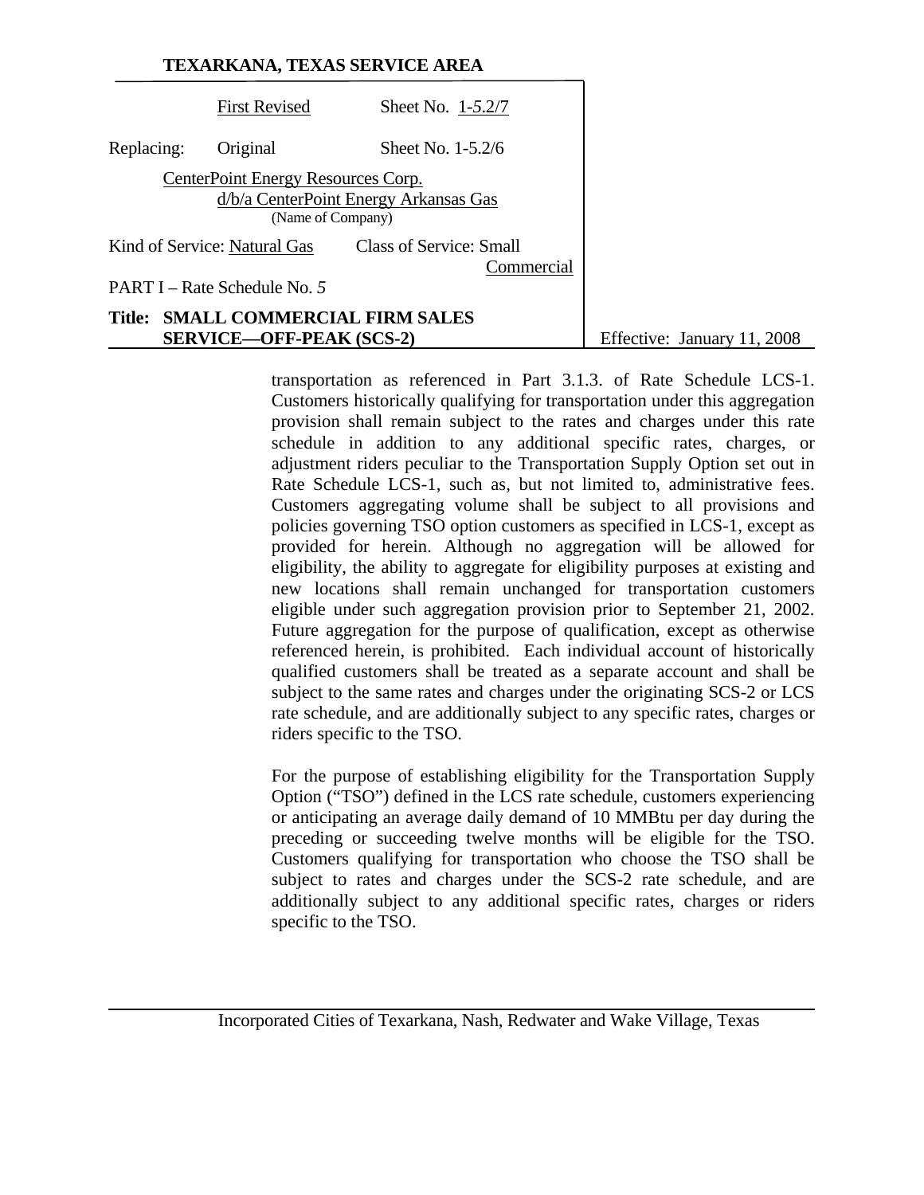transportation as referenced in Part 3.1.3. of Rate Schedule LCS-1. Customers historically qualifying for transportation under this aggregation provision shall remain subject to the rates and charges under this rate schedule in addition to any additional specific rates, charges, or adjustment riders peculiar to the Transportation Supply Option set out in Rate Schedule LCS-1, such as, but not limited to, administrative fees. Customers aggregating volume shall be subject to all provisions and policies governing TSO option customers as specified in LCS-1, except as provided for herein. Although no aggregation will be allowed for eligibility, the ability to aggregate for eligibility purposes at existing and new locations shall remain unchanged for transportation customers eligible under such aggregation provision prior to September 21, 2002. Future aggregation for the purpose of qualification, except as otherwise referenced herein, is prohibited. Each individual account of historically qualified customers shall be treated as a separate account and shall be subject to the same rates and charges under the originating SCS-2 or LCS rate schedule, and are additionally subject to any specific rates, charges or riders specific to the TSO.

For the purpose of establishing eligibility for the Transportation Supply Option ("TSO") defined in the LCS rate schedule, customers experiencing or anticipating an average daily demand of 10 MMBtu per day during the preceding or succeeding twelve months will be eligible for the TSO. Customers qualifying for transportation who choose the TSO shall be subject to rates and charges under the SCS-2 rate schedule, and are additionally subject to any additional specific rates, charges or riders specific to the TSO.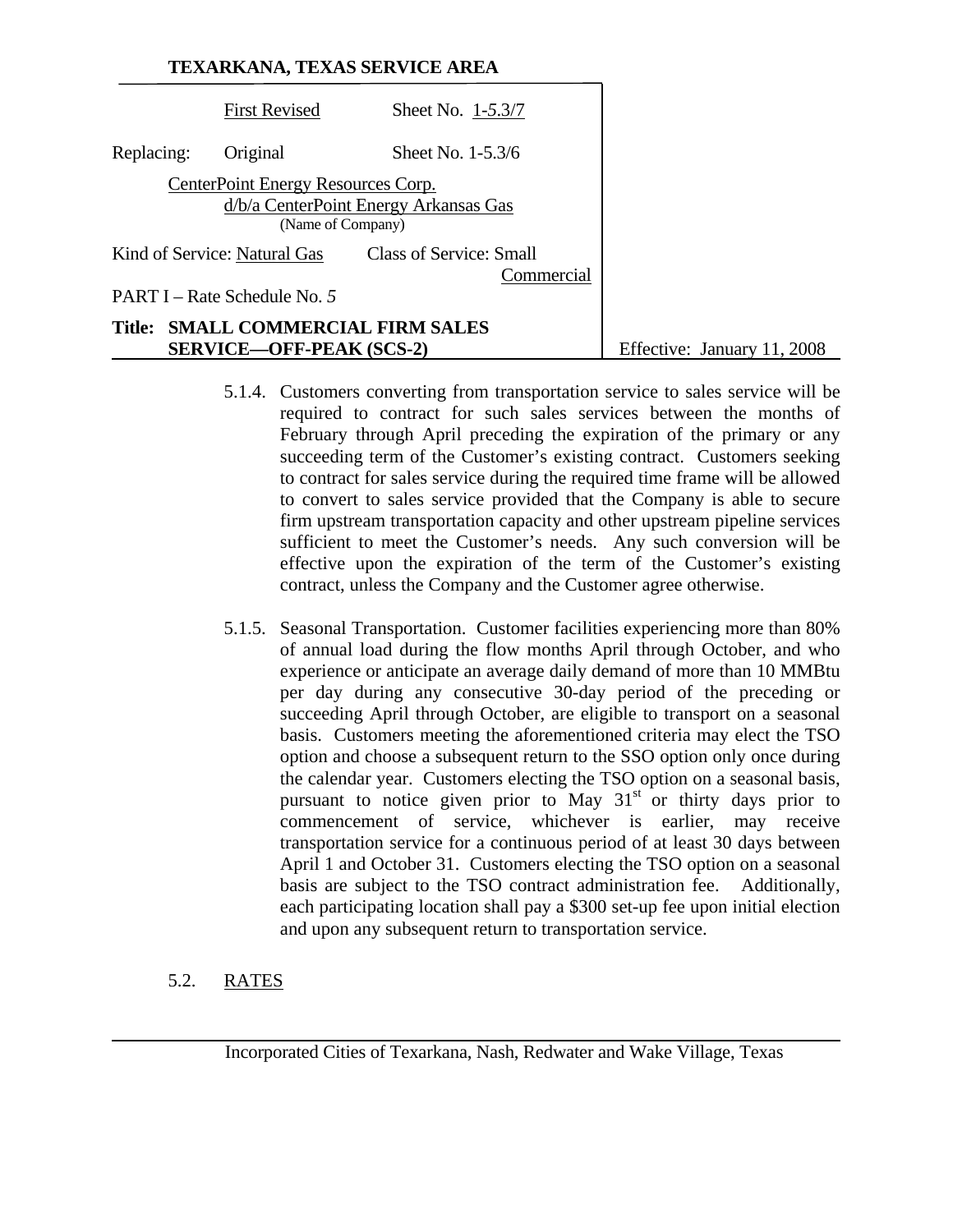**TEXARKANA, TEXAS SERVICE AREA**

| | | | |
|---|---|---|---|
| | First Revised | Sheet No. 1-5.3/7 | |
| Replacing: | Original | Sheet No. 1-5.3/6 | |
| | CenterPoint Energy Resources Corp. d/b/a CenterPoint Energy Arkansas Gas (Name of Company) | | |
| Kind of Service: Natural Gas | | Class of Service: Small Commercial | |
| PART I – Rate Schedule No. 5 | | | |
| **Title: SMALL COMMERCIAL FIRM SALES SERVICE—OFF-PEAK (SCS-2)** | | | Effective: January 11, 2008 |

5.1.4. Customers converting from transportation service to sales service will be required to contract for such sales services between the months of February through April preceding the expiration of the primary or any succeeding term of the Customer's existing contract. Customers seeking to contract for sales service during the required time frame will be allowed to convert to sales service provided that the Company is able to secure firm upstream transportation capacity and other upstream pipeline services sufficient to meet the Customer's needs. Any such conversion will be effective upon the expiration of the term of the Customer's existing contract, unless the Company and the Customer agree otherwise.

5.1.5. Seasonal Transportation. Customer facilities experiencing more than 80% of annual load during the flow months April through October, and who experience or anticipate an average daily demand of more than 10 MMBtu per day during any consecutive 30-day period of the preceding or succeeding April through October, are eligible to transport on a seasonal basis. Customers meeting the aforementioned criteria may elect the TSO option and choose a subsequent return to the SSO option only once during the calendar year. Customers electing the TSO option on a seasonal basis, pursuant to notice given prior to May 31st or thirty days prior to commencement of service, whichever is earlier, may receive transportation service for a continuous period of at least 30 days between April 1 and October 31. Customers electing the TSO option on a seasonal basis are subject to the TSO contract administration fee. Additionally, each participating location shall pay a $300 set-up fee upon initial election and upon any subsequent return to transportation service.

5.2. RATES

Incorporated Cities of Texarkana, Nash, Redwater and Wake Village, Texas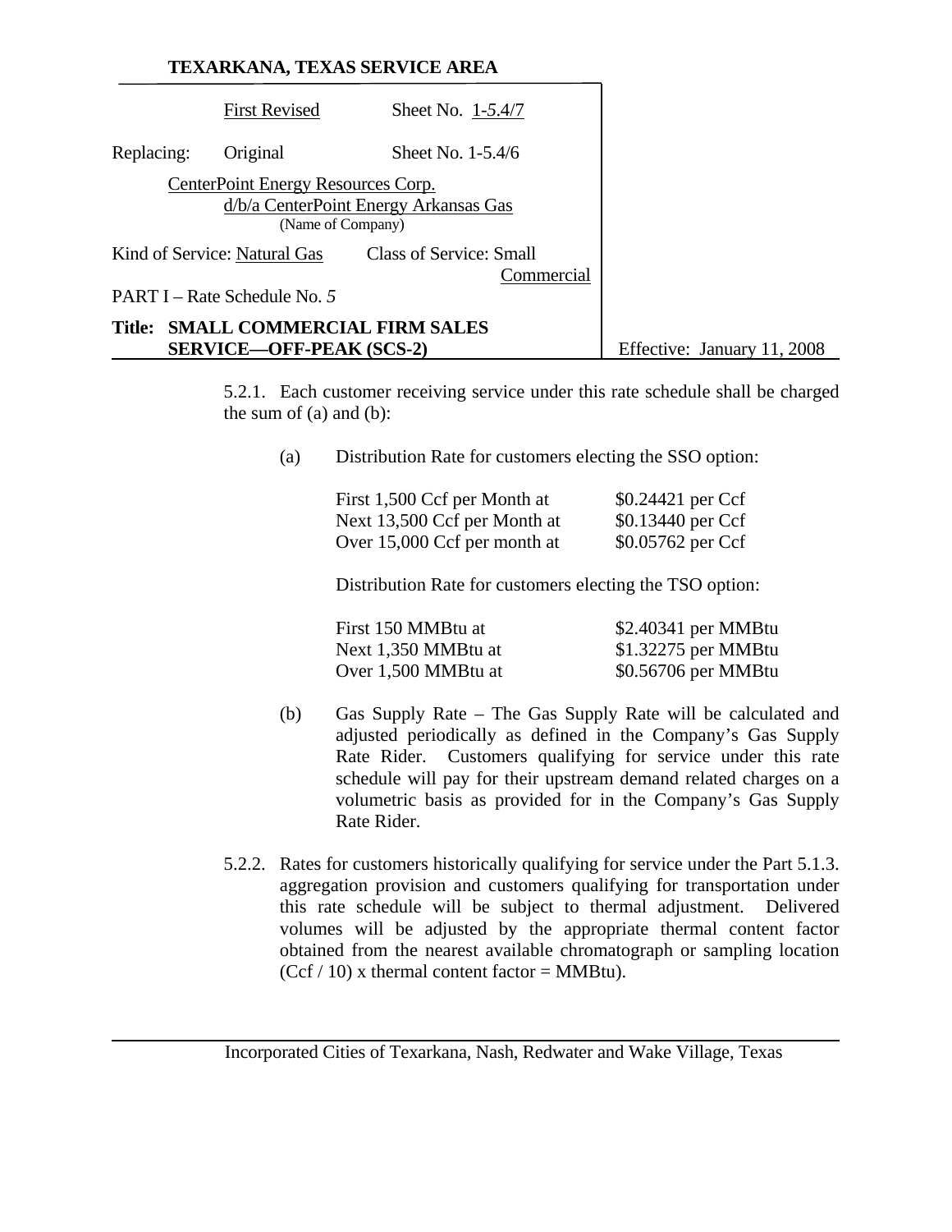**TEXARKANA, TEXAS SERVICE AREA**

| | | | |
|---|---|---|---|
| | First Revised | Sheet No. 1-5.4/7 | |
| Replacing: | Original | Sheet No. 1-5.4/6 | |

CenterPoint Energy Resources Corp.
d/b/a CenterPoint Energy Arkansas Gas
(Name of Company)

Kind of Service: Natural Gas Class of Service: Small Commercial

PART I – Rate Schedule No. 5

**Title: SMALL COMMERCIAL FIRM SALES SERVICE—OFF-PEAK (SCS-2)**

Effective: January 11, 2008

5.2.1. Each customer receiving service under this rate schedule shall be charged the sum of (a) and (b):

(a) Distribution Rate for customers electing the SSO option:

| | |
|---|---|
| First 1,500 Ccf per Month at | $0.24421 per Ccf |
| Next 13,500 Ccf per Month at | $0.13440 per Ccf |
| Over 15,000 Ccf per month at | $0.05762 per Ccf |

Distribution Rate for customers electing the TSO option:

| | |
|---|---|
| First 150 MMBtu at | $2.40341 per MMBtu |
| Next 1,350 MMBtu at | $1.32275 per MMBtu |
| Over 1,500 MMBtu at | $0.56706 per MMBtu |

(b) Gas Supply Rate – The Gas Supply Rate will be calculated and adjusted periodically as defined in the Company's Gas Supply Rate Rider. Customers qualifying for service under this rate schedule will pay for their upstream demand related charges on a volumetric basis as provided for in the Company's Gas Supply Rate Rider.

5.2.2. Rates for customers historically qualifying for service under the Part 5.1.3. aggregation provision and customers qualifying for transportation under this rate schedule will be subject to thermal adjustment. Delivered volumes will be adjusted by the appropriate thermal content factor obtained from the nearest available chromatograph or sampling location (Ccf / 10) x thermal content factor = MMBtu).

Incorporated Cities of Texarkana, Nash, Redwater and Wake Village, Texas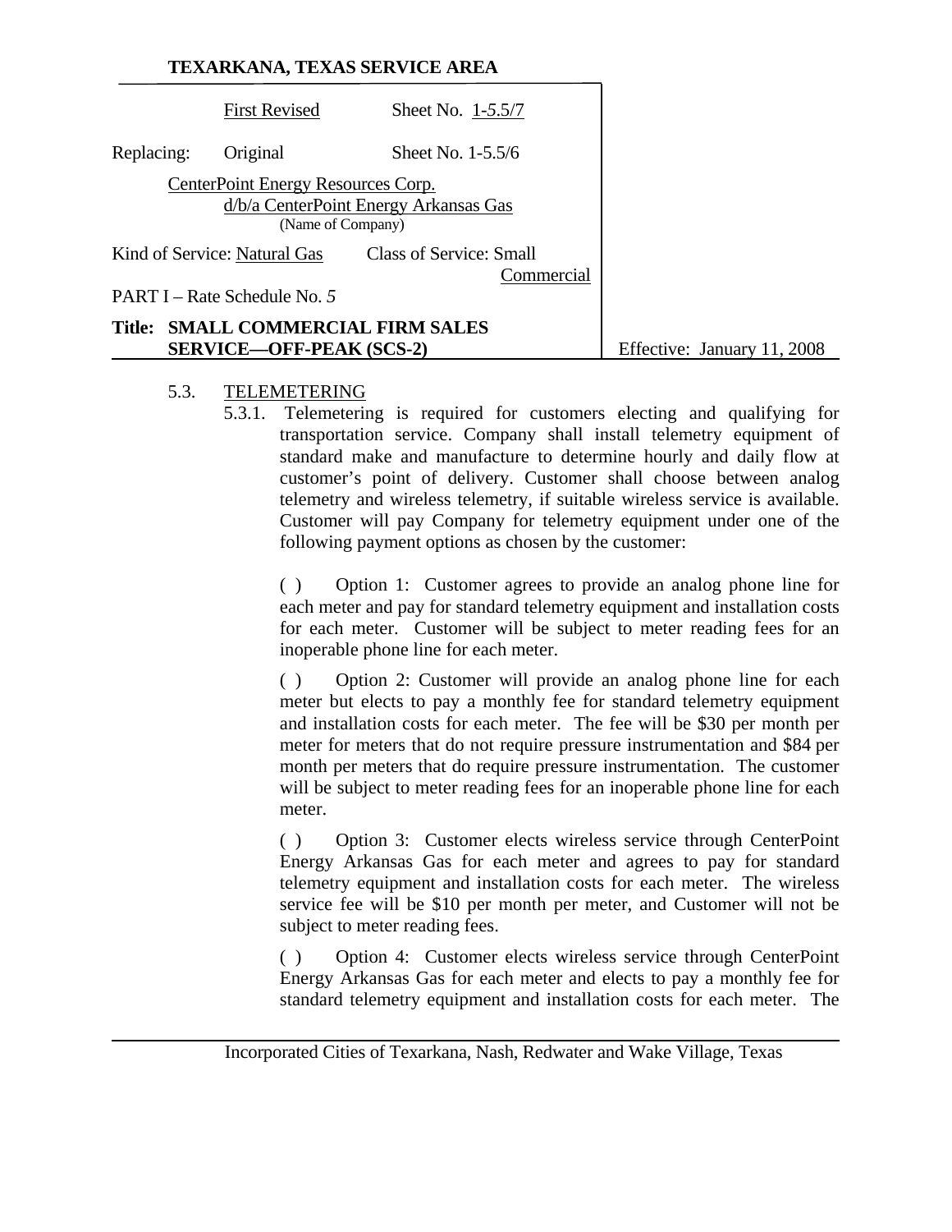**TEXARKANA, TEXAS SERVICE AREA**

| | | | |
|---|---|---|---|
| | First Revised | Sheet No. 1-5.5/7 | |
| Replacing: | Original | Sheet No. 1-5.5/6 | |

CenterPoint Energy Resources Corp.
d/b/a CenterPoint Energy Arkansas Gas
(Name of Company)

Kind of Service: Natural Gas    Class of Service: Small Commercial

PART I – Rate Schedule No. 5

**Title: SMALL COMMERCIAL FIRM SALES SERVICE—OFF-PEAK (SCS-2)**

Effective: January 11, 2008

5.3. TELEMETERING

5.3.1. Telemetering is required for customers electing and qualifying for transportation service. Company shall install telemetry equipment of standard make and manufacture to determine hourly and daily flow at customer's point of delivery. Customer shall choose between analog telemetry and wireless telemetry, if suitable wireless service is available. Customer will pay Company for telemetry equipment under one of the following payment options as chosen by the customer:

( ) Option 1: Customer agrees to provide an analog phone line for each meter and pay for standard telemetry equipment and installation costs for each meter. Customer will be subject to meter reading fees for an inoperable phone line for each meter.

( ) Option 2: Customer will provide an analog phone line for each meter but elects to pay a monthly fee for standard telemetry equipment and installation costs for each meter. The fee will be $30 per month per meter for meters that do not require pressure instrumentation and $84 per month per meters that do require pressure instrumentation. The customer will be subject to meter reading fees for an inoperable phone line for each meter.

( ) Option 3: Customer elects wireless service through CenterPoint Energy Arkansas Gas for each meter and agrees to pay for standard telemetry equipment and installation costs for each meter. The wireless service fee will be $10 per month per meter, and Customer will not be subject to meter reading fees.

( ) Option 4: Customer elects wireless service through CenterPoint Energy Arkansas Gas for each meter and elects to pay a monthly fee for standard telemetry equipment and installation costs for each meter. The

Incorporated Cities of Texarkana, Nash, Redwater and Wake Village, Texas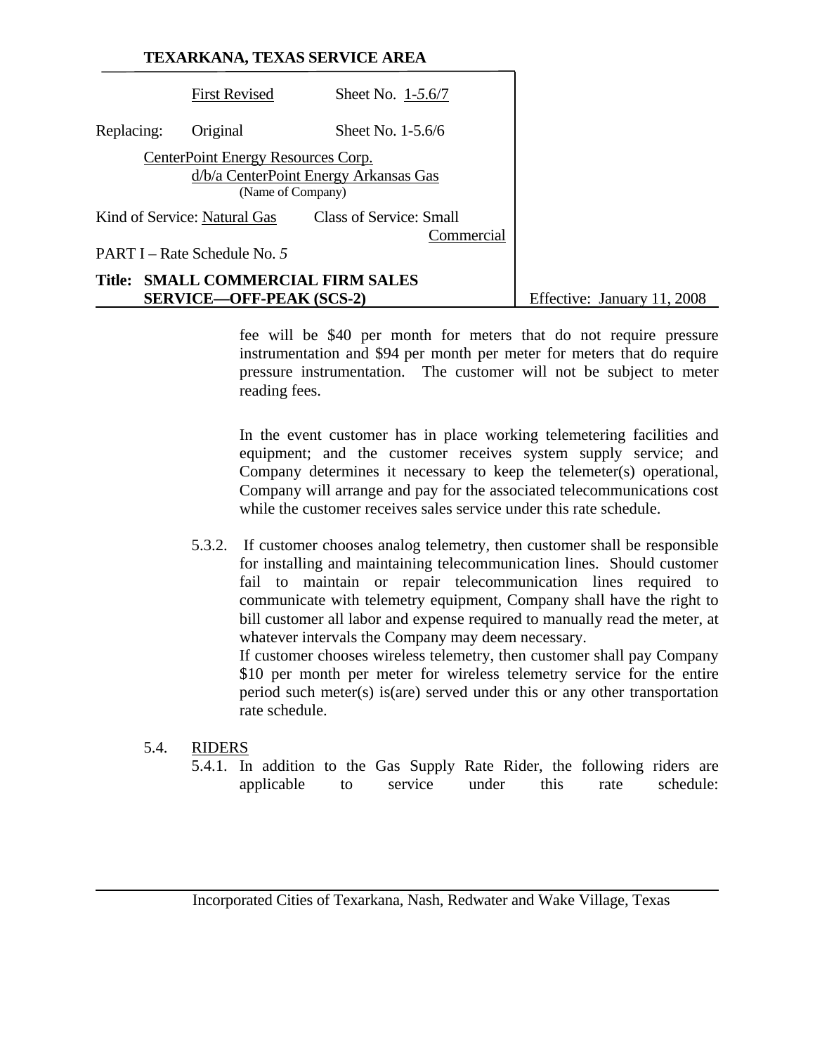**TEXARKANA, TEXAS SERVICE AREA**

| | | |
|---|---|---|
| | First Revised | Sheet No. 1-5.6/7 |
| Replacing: | Original | Sheet No. 1-5.6/6 |

CenterPoint Energy Resources Corp.
d/b/a CenterPoint Energy Arkansas Gas
(Name of Company)

Kind of Service: Natural Gas  Class of Service: Small Commercial

PART I – Rate Schedule No. 5

**Title: SMALL COMMERCIAL FIRM SALES SERVICE—OFF-PEAK (SCS-2)**

Effective: January 11, 2008

fee will be $40 per month for meters that do not require pressure instrumentation and $94 per month per meter for meters that do require pressure instrumentation. The customer will not be subject to meter reading fees.

In the event customer has in place working telemetering facilities and equipment; and the customer receives system supply service; and Company determines it necessary to keep the telemeter(s) operational, Company will arrange and pay for the associated telecommunications cost while the customer receives sales service under this rate schedule.

5.3.2. If customer chooses analog telemetry, then customer shall be responsible for installing and maintaining telecommunication lines. Should customer fail to maintain or repair telecommunication lines required to communicate with telemetry equipment, Company shall have the right to bill customer all labor and expense required to manually read the meter, at whatever intervals the Company may deem necessary.
If customer chooses wireless telemetry, then customer shall pay Company $10 per month per meter for wireless telemetry service for the entire period such meter(s) is(are) served under this or any other transportation rate schedule.

5.4. RIDERS

5.4.1. In addition to the Gas Supply Rate Rider, the following riders are applicable to service under this rate schedule:

Incorporated Cities of Texarkana, Nash, Redwater and Wake Village, Texas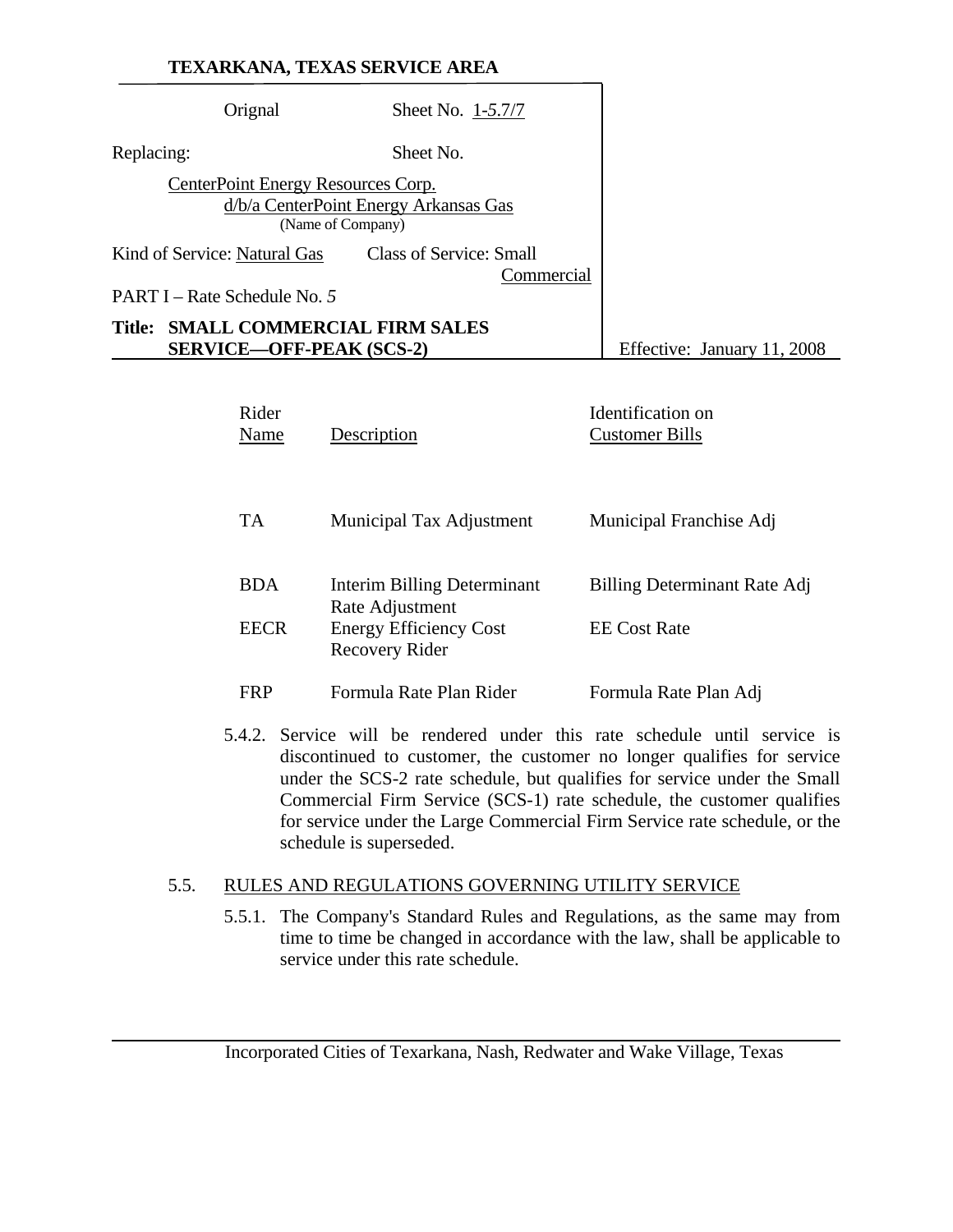**TEXARKANA, TEXAS SERVICE AREA**

| | |
|---|---|
| Orignal | Sheet No. 1-5.7/7 |
| Replacing: | Sheet No. |

CenterPoint Energy Resources Corp.
d/b/a CenterPoint Energy Arkansas Gas
(Name of Company)

Kind of Service: Natural Gas    Class of Service: Small Commercial

PART I – Rate Schedule No. 5

**Title: SMALL COMMERCIAL FIRM SALES SERVICE—OFF-PEAK (SCS-2)**

Effective: January 11, 2008

| Rider Name | Description | Identification on Customer Bills |
|---|---|---|
| TA | Municipal Tax Adjustment | Municipal Franchise Adj |
| BDA | Interim Billing Determinant Rate Adjustment | Billing Determinant Rate Adj |
| EECR | Energy Efficiency Cost Recovery Rider | EE Cost Rate |
| FRP | Formula Rate Plan Rider | Formula Rate Plan Adj |

5.4.2. Service will be rendered under this rate schedule until service is discontinued to customer, the customer no longer qualifies for service under the SCS-2 rate schedule, but qualifies for service under the Small Commercial Firm Service (SCS-1) rate schedule, the customer qualifies for service under the Large Commercial Firm Service rate schedule, or the schedule is superseded.

5.5. RULES AND REGULATIONS GOVERNING UTILITY SERVICE

5.5.1. The Company's Standard Rules and Regulations, as the same may from time to time be changed in accordance with the law, shall be applicable to service under this rate schedule.

Incorporated Cities of Texarkana, Nash, Redwater and Wake Village, Texas